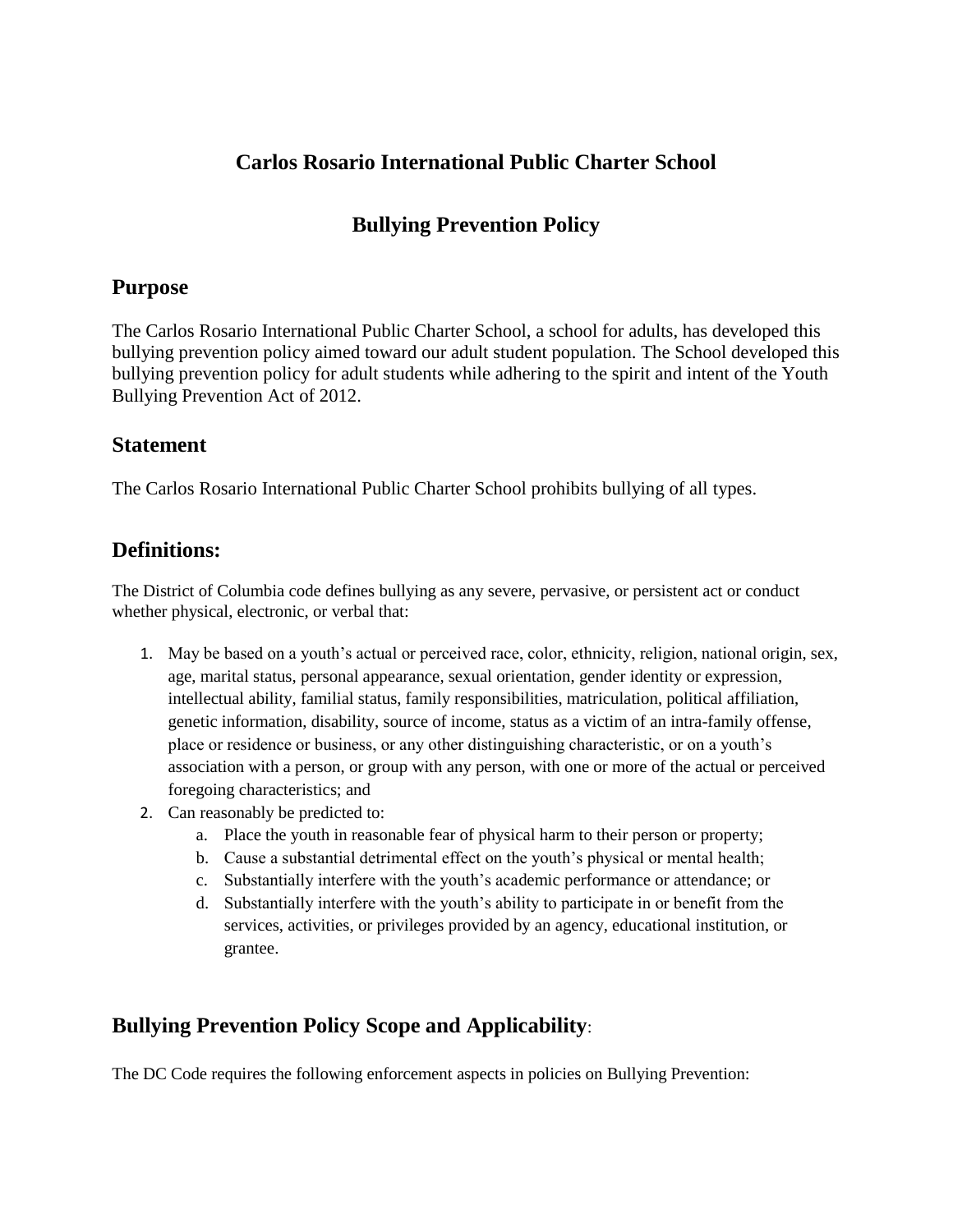# Carlos Rosario International Public Charter School

# Bullying Prevention Policy

## Purpose

The Carlos Rosario International Public Charter School, a school for adults, has developed this bullying prevention policy aimed toward our adult student population. The School developed this bullying prevention policy for adult students while adhering to the spirit and intent of the Youth Bullying Prevention Act of 2012.

## Statement

The Carlos Rosario International Public Charter School prohibits bullying of all types.

## Definitions:

The District of Columbia code defines bullying as any severe, pervasive, or persistent act or conduct whether physical, electronic, or verbal that:

1. May be based on a youth's actual or perceived race, color, ethnicity, religion, national origin, sex, age, marital status, personal appearance, sexual orientation, gender identity or expression, intellectual ability, familial status, family responsibilities, matriculation, political affiliation, genetic information, disability, source of income, status as a victim of an intra-family offense, place or residence or business, or any other distinguishing characteristic, or on a youth's association with a person, or group with any person, with one or more of the actual or perceived foregoing characteristics; and
2. Can reasonably be predicted to:
    a. Place the youth in reasonable fear of physical harm to their person or property;
    b. Cause a substantial detrimental effect on the youth's physical or mental health;
    c. Substantially interfere with the youth's academic performance or attendance; or
    d. Substantially interfere with the youth's ability to participate in or benefit from the services, activities, or privileges provided by an agency, educational institution, or grantee.

## Bullying Prevention Policy Scope and Applicability:

The DC Code requires the following enforcement aspects in policies on Bullying Prevention: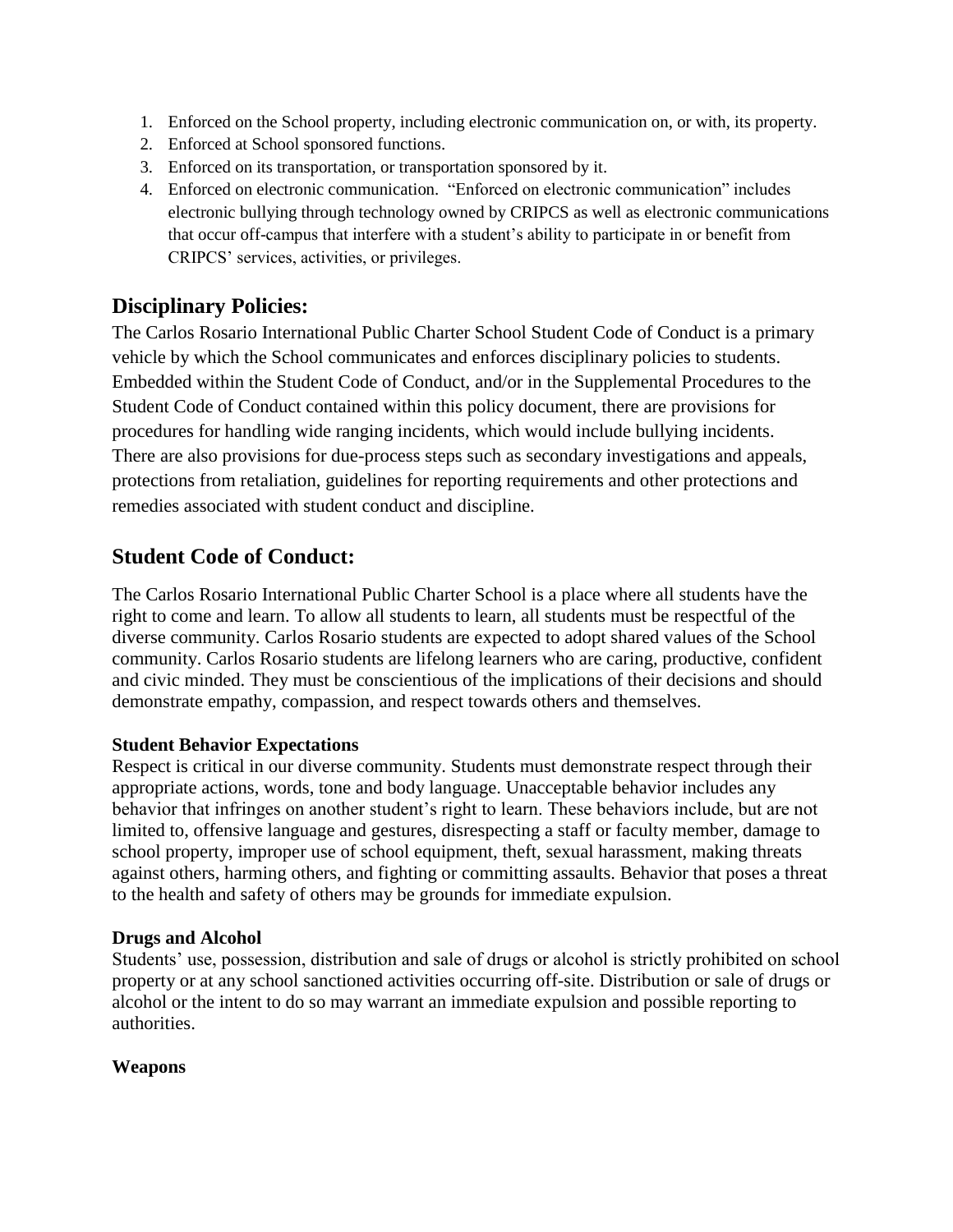1. Enforced on the School property, including electronic communication on, or with, its property.
2. Enforced at School sponsored functions.
3. Enforced on its transportation, or transportation sponsored by it.
4. Enforced on electronic communication. "Enforced on electronic communication" includes electronic bullying through technology owned by CRIPCS as well as electronic communications that occur off-campus that interfere with a student's ability to participate in or benefit from CRIPCS' services, activities, or privileges.

## Disciplinary Policies:

The Carlos Rosario International Public Charter School Student Code of Conduct is a primary vehicle by which the School communicates and enforces disciplinary policies to students. Embedded within the Student Code of Conduct, and/or in the Supplemental Procedures to the Student Code of Conduct contained within this policy document, there are provisions for procedures for handling wide ranging incidents, which would include bullying incidents. There are also provisions for due-process steps such as secondary investigations and appeals, protections from retaliation, guidelines for reporting requirements and other protections and remedies associated with student conduct and discipline.

## Student Code of Conduct:

The Carlos Rosario International Public Charter School is a place where all students have the right to come and learn. To allow all students to learn, all students must be respectful of the diverse community. Carlos Rosario students are expected to adopt shared values of the School community. Carlos Rosario students are lifelong learners who are caring, productive, confident and civic minded. They must be conscientious of the implications of their decisions and should demonstrate empathy, compassion, and respect towards others and themselves.

**Student Behavior Expectations**

Respect is critical in our diverse community. Students must demonstrate respect through their appropriate actions, words, tone and body language. Unacceptable behavior includes any behavior that infringes on another student's right to learn. These behaviors include, but are not limited to, offensive language and gestures, disrespecting a staff or faculty member, damage to school property, improper use of school equipment, theft, sexual harassment, making threats against others, harming others, and fighting or committing assaults. Behavior that poses a threat to the health and safety of others may be grounds for immediate expulsion.

**Drugs and Alcohol**

Students' use, possession, distribution and sale of drugs or alcohol is strictly prohibited on school property or at any school sanctioned activities occurring off-site. Distribution or sale of drugs or alcohol or the intent to do so may warrant an immediate expulsion and possible reporting to authorities.

**Weapons**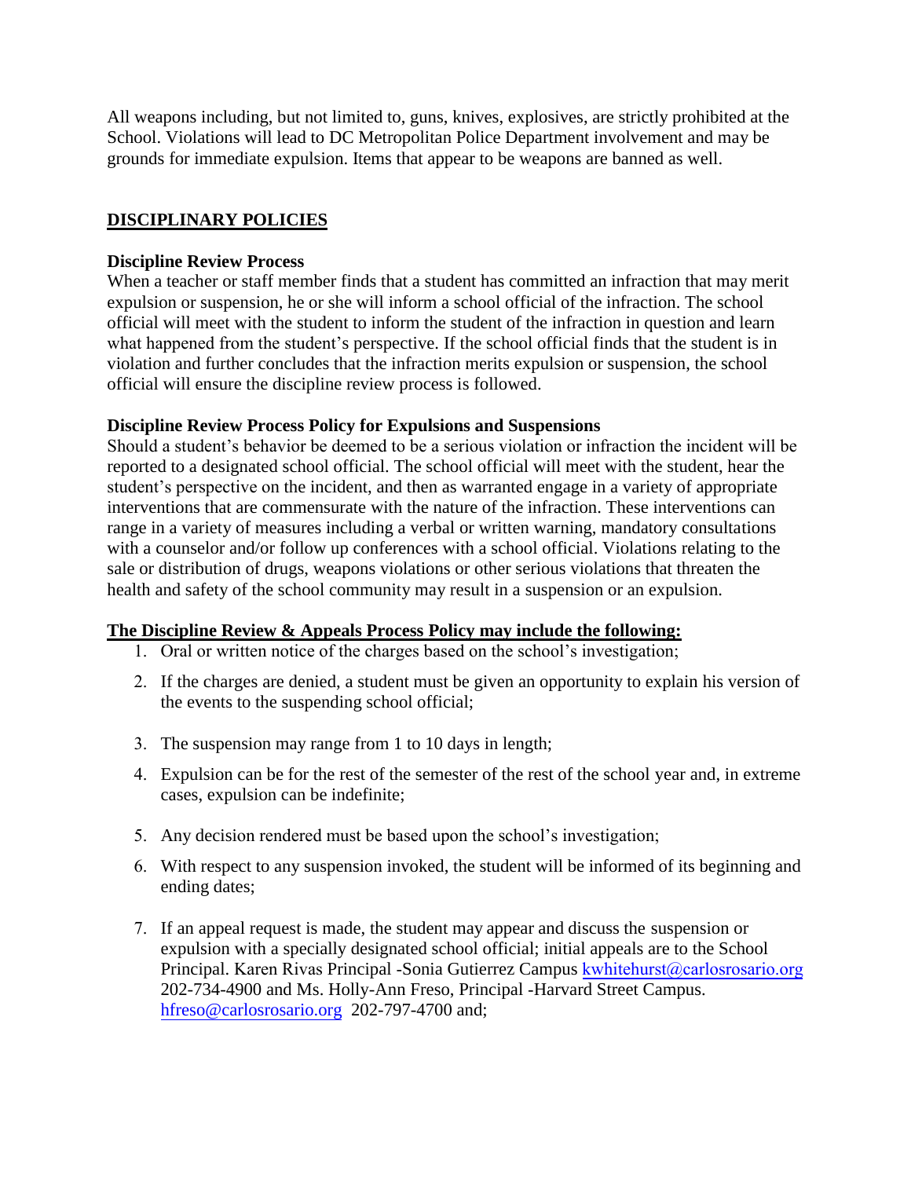All weapons including, but not limited to, guns, knives, explosives, are strictly prohibited at the School. Violations will lead to DC Metropolitan Police Department involvement and may be grounds for immediate expulsion. Items that appear to be weapons are banned as well.

## DISCIPLINARY POLICIES

### Discipline Review Process

When a teacher or staff member finds that a student has committed an infraction that may merit expulsion or suspension, he or she will inform a school official of the infraction. The school official will meet with the student to inform the student of the infraction in question and learn what happened from the student's perspective. If the school official finds that the student is in violation and further concludes that the infraction merits expulsion or suspension, the school official will ensure the discipline review process is followed.

### Discipline Review Process Policy for Expulsions and Suspensions

Should a student's behavior be deemed to be a serious violation or infraction the incident will be reported to a designated school official. The school official will meet with the student, hear the student's perspective on the incident, and then as warranted engage in a variety of appropriate interventions that are commensurate with the nature of the infraction. These interventions can range in a variety of measures including a verbal or written warning, mandatory consultations with a counselor and/or follow up conferences with a school official. Violations relating to the sale or distribution of drugs, weapons violations or other serious violations that threaten the health and safety of the school community may result in a suspension or an expulsion.

**The Discipline Review & Appeals Process Policy may include the following:**

1. Oral or written notice of the charges based on the school's investigation;
2. If the charges are denied, a student must be given an opportunity to explain his version of the events to the suspending school official;
3. The suspension may range from 1 to 10 days in length;
4. Expulsion can be for the rest of the semester of the rest of the school year and, in extreme cases, expulsion can be indefinite;
5. Any decision rendered must be based upon the school's investigation;
6. With respect to any suspension invoked, the student will be informed of its beginning and ending dates;
7. If an appeal request is made, the student may appear and discuss the suspension or expulsion with a specially designated school official; initial appeals are to the School Principal. Karen Rivas Principal -Sonia Gutierrez Campus kwhitehurst@carlosrosario.org 202-734-4900 and Ms. Holly-Ann Freso, Principal -Harvard Street Campus. hfreso@carlosrosario.org 202-797-4700 and;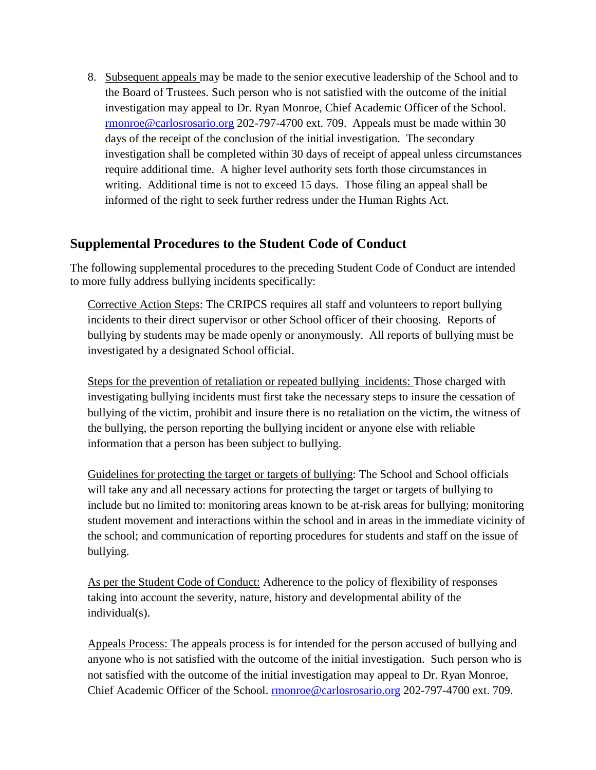8. Subsequent appeals may be made to the senior executive leadership of the School and to the Board of Trustees. Such person who is not satisfied with the outcome of the initial investigation may appeal to Dr. Ryan Monroe, Chief Academic Officer of the School. rmonroe@carlosrosario.org 202-797-4700 ext. 709. Appeals must be made within 30 days of the receipt of the conclusion of the initial investigation. The secondary investigation shall be completed within 30 days of receipt of appeal unless circumstances require additional time. A higher level authority sets forth those circumstances in writing. Additional time is not to exceed 15 days. Those filing an appeal shall be informed of the right to seek further redress under the Human Rights Act.

## Supplemental Procedures to the Student Code of Conduct

The following supplemental procedures to the preceding Student Code of Conduct are intended to more fully address bullying incidents specifically:

Corrective Action Steps: The CRIPCS requires all staff and volunteers to report bullying incidents to their direct supervisor or other School officer of their choosing. Reports of bullying by students may be made openly or anonymously. All reports of bullying must be investigated by a designated School official.

Steps for the prevention of retaliation or repeated bullying incidents: Those charged with investigating bullying incidents must first take the necessary steps to insure the cessation of bullying of the victim, prohibit and insure there is no retaliation on the victim, the witness of the bullying, the person reporting the bullying incident or anyone else with reliable information that a person has been subject to bullying.

Guidelines for protecting the target or targets of bullying: The School and School officials will take any and all necessary actions for protecting the target or targets of bullying to include but no limited to: monitoring areas known to be at-risk areas for bullying; monitoring student movement and interactions within the school and in areas in the immediate vicinity of the school; and communication of reporting procedures for students and staff on the issue of bullying.

As per the Student Code of Conduct: Adherence to the policy of flexibility of responses taking into account the severity, nature, history and developmental ability of the individual(s).

Appeals Process: The appeals process is for intended for the person accused of bullying and anyone who is not satisfied with the outcome of the initial investigation. Such person who is not satisfied with the outcome of the initial investigation may appeal to Dr. Ryan Monroe, Chief Academic Officer of the School. rmonroe@carlosrosario.org 202-797-4700 ext. 709.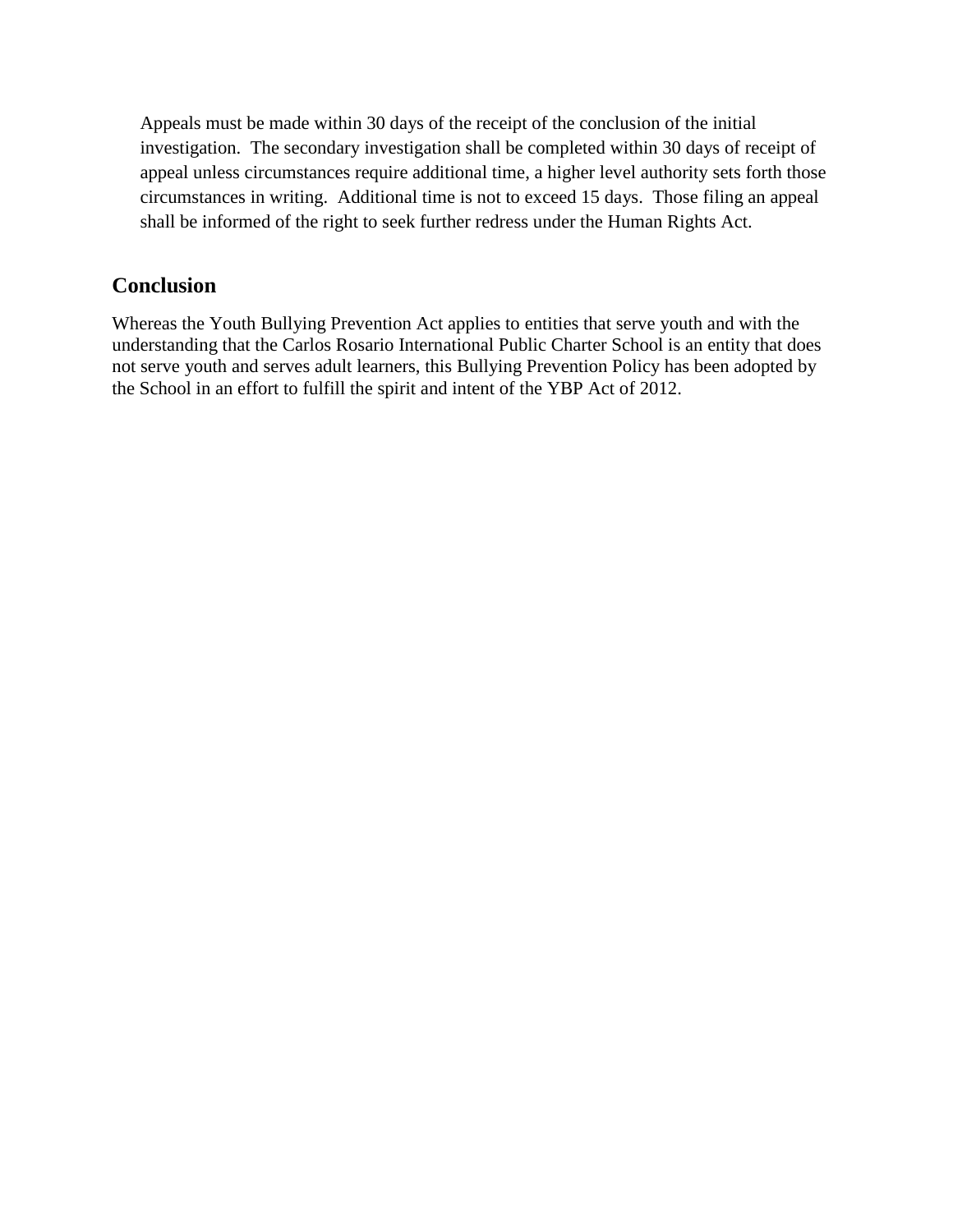Appeals must be made within 30 days of the receipt of the conclusion of the initial investigation. The secondary investigation shall be completed within 30 days of receipt of appeal unless circumstances require additional time, a higher level authority sets forth those circumstances in writing. Additional time is not to exceed 15 days. Those filing an appeal shall be informed of the right to seek further redress under the Human Rights Act.

## Conclusion

Whereas the Youth Bullying Prevention Act applies to entities that serve youth and with the understanding that the Carlos Rosario International Public Charter School is an entity that does not serve youth and serves adult learners, this Bullying Prevention Policy has been adopted by the School in an effort to fulfill the spirit and intent of the YBP Act of 2012.